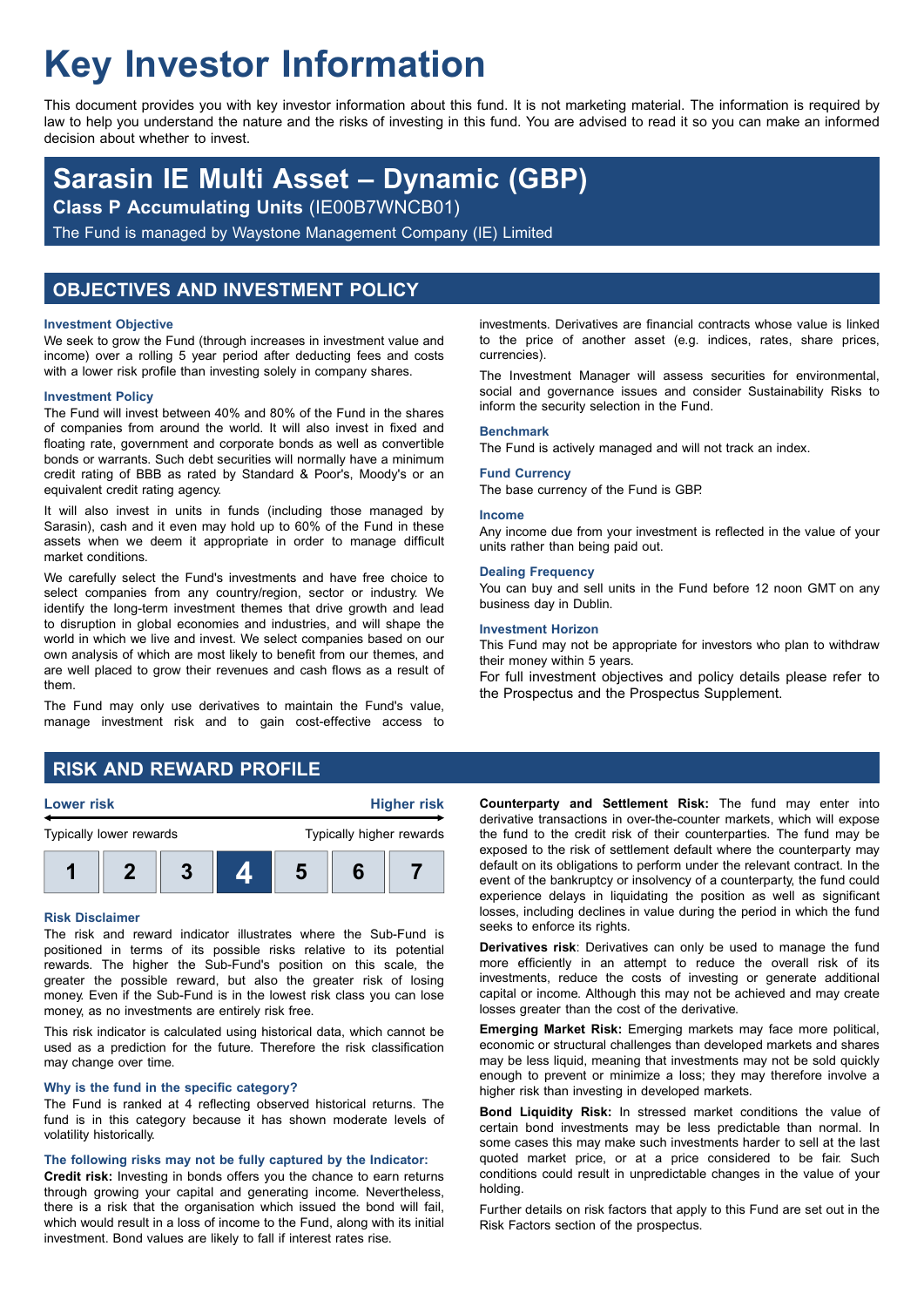# Key Investor Information

This document provides you with key investor information about this fund. It is not marketing material. The information is required by law to help you understand the nature and the risks of investing in this fund. You are advised to read it so you can make an informed decision about whether to invest.

## Sarasin IE Multi Asset – Dynamic (GBP)

**Class P Accumulating Units** (IE00B7WNCB01)

The Fund is managed by Waystone Management Company (IE) Limited

## OBJECTIVES AND INVESTMENT POLICY

### Investment Objective

We seek to grow the Fund (through increases in investment value and income) over a rolling 5 year period after deducting fees and costs with a lower risk profile than investing solely in company shares.

### Investment Policy

The Fund will invest between 40% and 80% of the Fund in the shares of companies from around the world. It will also invest in fixed and floating rate, government and corporate bonds as well as convertible bonds or warrants. Such debt securities will normally have a minimum credit rating of BBB as rated by Standard & Poor's, Moody's or an equivalent credit rating agency.

It will also invest in units in funds (including those managed by Sarasin), cash and it even may hold up to 60% of the Fund in these assets when we deem it appropriate in order to manage difficult market conditions.

We carefully select the Fund's investments and have free choice to select companies from any country/region, sector or industry. We identify the long-term investment themes that drive growth and lead to disruption in global economies and industries, and will shape the world in which we live and invest. We select companies based on our own analysis of which are most likely to benefit from our themes, and are well placed to grow their revenues and cash flows as a result of them.

The Fund may only use derivatives to maintain the Fund's value, manage investment risk and to gain cost-effective access to investments. Derivatives are financial contracts whose value is linked to the price of another asset (e.g. indices, rates, share prices, currencies).

The Investment Manager will assess securities for environmental, social and governance issues and consider Sustainability Risks to inform the security selection in the Fund.

### Benchmark

The Fund is actively managed and will not track an index.

### Fund Currency

The base currency of the Fund is GBP.

### Income

Any income due from your investment is reflected in the value of your units rather than being paid out.

### Dealing Frequency

You can buy and sell units in the Fund before 12 noon GMT on any business day in Dublin.

### Investment Horizon

This Fund may not be appropriate for investors who plan to withdraw their money within 5 years.

For full investment objectives and policy details please refer to the Prospectus and the Prospectus Supplement.

## RISK AND REWARD PROFILE

| Lower risk | | | | | | Higher risk |
|---|---|---|---|---|---|---|
| Typically lower rewards | | | | | | Typically higher rewards |
| 1 | 2 | 3 | **4** | 5 | 6 | 7 |

### Risk Disclaimer

The risk and reward indicator illustrates where the Sub-Fund is positioned in terms of its possible risks relative to its potential rewards. The higher the Sub-Fund's position on this scale, the greater the possible reward, but also the greater risk of losing money. Even if the Sub-Fund is in the lowest risk class you can lose money, as no investments are entirely risk free.

This risk indicator is calculated using historical data, which cannot be used as a prediction for the future. Therefore the risk classification may change over time.

### Why is the fund in the specific category?

The Fund is ranked at 4 reflecting observed historical returns. The fund is in this category because it has shown moderate levels of volatility historically.

### The following risks may not be fully captured by the Indicator:

**Credit risk:** Investing in bonds offers you the chance to earn returns through growing your capital and generating income. Nevertheless, there is a risk that the organisation which issued the bond will fail, which would result in a loss of income to the Fund, along with its initial investment. Bond values are likely to fall if interest rates rise.

**Counterparty and Settlement Risk:** The fund may enter into derivative transactions in over-the-counter markets, which will expose the fund to the credit risk of their counterparties. The fund may be exposed to the risk of settlement default where the counterparty may default on its obligations to perform under the relevant contract. In the event of the bankruptcy or insolvency of a counterparty, the fund could experience delays in liquidating the position as well as significant losses, including declines in value during the period in which the fund seeks to enforce its rights.

**Derivatives risk**: Derivatives can only be used to manage the fund more efficiently in an attempt to reduce the overall risk of its investments, reduce the costs of investing or generate additional capital or income. Although this may not be achieved and may create losses greater than the cost of the derivative.

**Emerging Market Risk:** Emerging markets may face more political, economic or structural challenges than developed markets and shares may be less liquid, meaning that investments may not be sold quickly enough to prevent or minimize a loss; they may therefore involve a higher risk than investing in developed markets.

**Bond Liquidity Risk:** In stressed market conditions the value of certain bond investments may be less predictable than normal. In some cases this may make such investments harder to sell at the last quoted market price, or at a price considered to be fair. Such conditions could result in unpredictable changes in the value of your holding.

Further details on risk factors that apply to this Fund are set out in the Risk Factors section of the prospectus.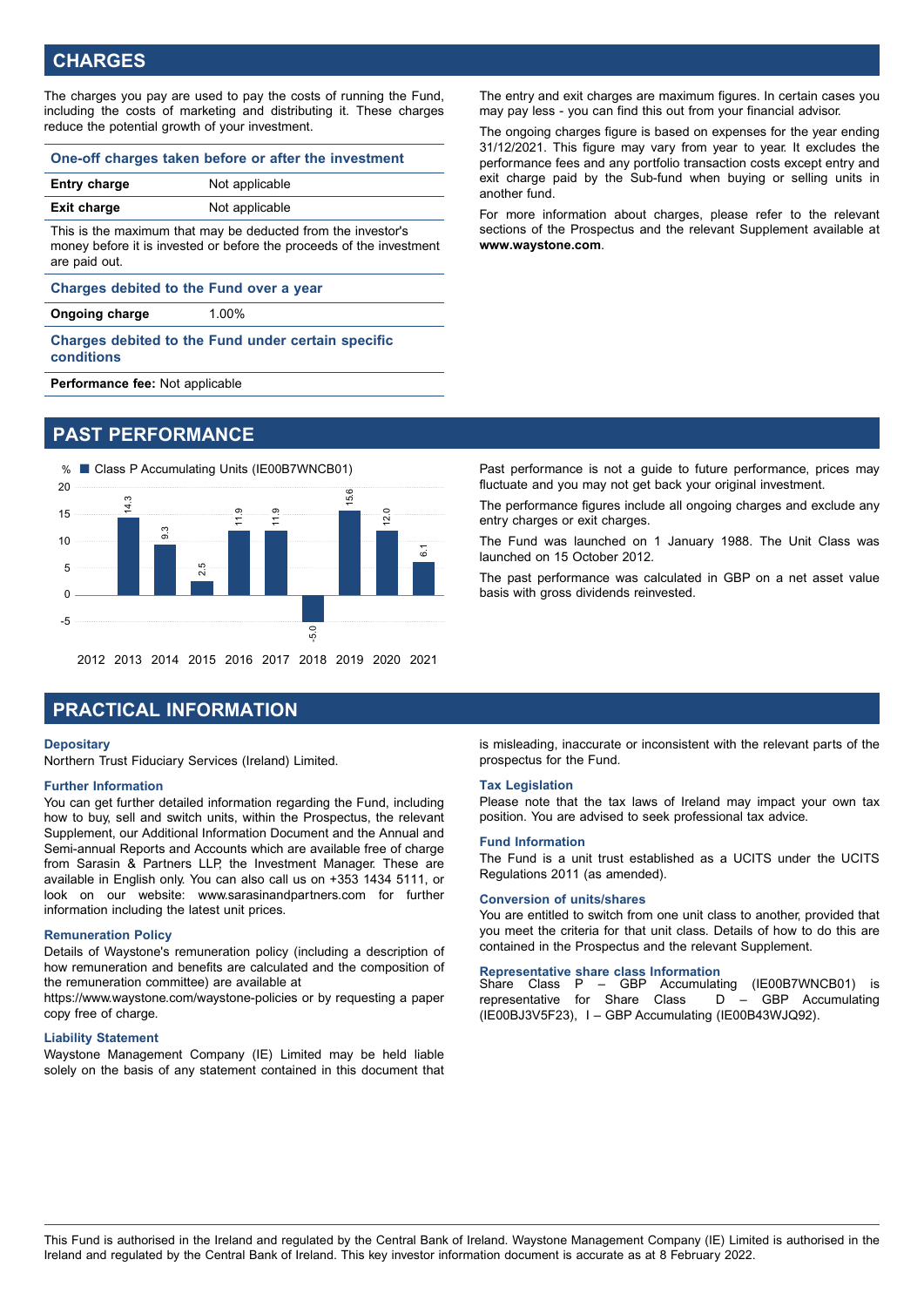## CHARGES

The charges you pay are used to pay the costs of running the Fund, including the costs of marketing and distributing it. These charges reduce the potential growth of your investment.

| One-off charges taken before or after the investment | |
|---|---|
| **Entry charge** | Not applicable |
| **Exit charge** | Not applicable |
| This is the maximum that may be deducted from the investor's money before it is invested or before the proceeds of the investment are paid out. | |
| **Charges debited to the Fund over a year** | |
| **Ongoing charge** | 1.00% |
| **Charges debited to the Fund under certain specific conditions** | |
| **Performance fee:** Not applicable | |

The entry and exit charges are maximum figures. In certain cases you may pay less - you can find this out from your financial advisor.

The ongoing charges figure is based on expenses for the year ending 31/12/2021. This figure may vary from year to year. It excludes the performance fees and any portfolio transaction costs except entry and exit charge paid by the Sub-fund when buying or selling units in another fund.

For more information about charges, please refer to the relevant sections of the Prospectus and the relevant Supplement available at **www.waystone.com**.

## PAST PERFORMANCE

% Class P Accumulating Units (IE00B7WNCB01)

20
15
10
5
0
-5

14.3
9.3
2.5
11.9
11.9
-5.0
15.6
12.0
6.1

2012 2013 2014 2015 2016 2017 2018 2019 2020 2021

Past performance is not a guide to future performance, prices may fluctuate and you may not get back your original investment.

The performance figures include all ongoing charges and exclude any entry charges or exit charges.

The Fund was launched on 1 January 1988. The Unit Class was launched on 15 October 2012.

The past performance was calculated in GBP on a net asset value basis with gross dividends reinvested.

## PRACTICAL INFORMATION

### Depositary

Northern Trust Fiduciary Services (Ireland) Limited.

### Further Information

You can get further detailed information regarding the Fund, including how to buy, sell and switch units, within the Prospectus, the relevant Supplement, our Additional Information Document and the Annual and Semi-annual Reports and Accounts which are available free of charge from Sarasin & Partners LLP, the Investment Manager. These are available in English only. You can also call us on +353 1434 5111, or look on our website: www.sarasinandpartners.com for further information including the latest unit prices.

### Remuneration Policy

Details of Waystone's remuneration policy (including a description of how remuneration and benefits are calculated and the composition of the remuneration committee) are available at https://www.waystone.com/waystone-policies or by requesting a paper copy free of charge.

### Liability Statement

Waystone Management Company (IE) Limited may be held liable solely on the basis of any statement contained in this document that is misleading, inaccurate or inconsistent with the relevant parts of the prospectus for the Fund.

### Tax Legislation

Please note that the tax laws of Ireland may impact your own tax position. You are advised to seek professional tax advice.

### Fund Information

The Fund is a unit trust established as a UCITS under the UCITS Regulations 2011 (as amended).

### Conversion of units/shares

You are entitled to switch from one unit class to another, provided that you meet the criteria for that unit class. Details of how to do this are contained in the Prospectus and the relevant Supplement.

### Representative share class Information

Share Class P – GBP Accumulating (IE00B7WNCB01) is representative for Share Class D – GBP Accumulating (IE00BJ3V5F23), I – GBP Accumulating (IE00B43WJQ92).

This Fund is authorised in the Ireland and regulated by the Central Bank of Ireland. Waystone Management Company (IE) Limited is authorised in the Ireland and regulated by the Central Bank of Ireland. This key investor information document is accurate as at 8 February 2022.